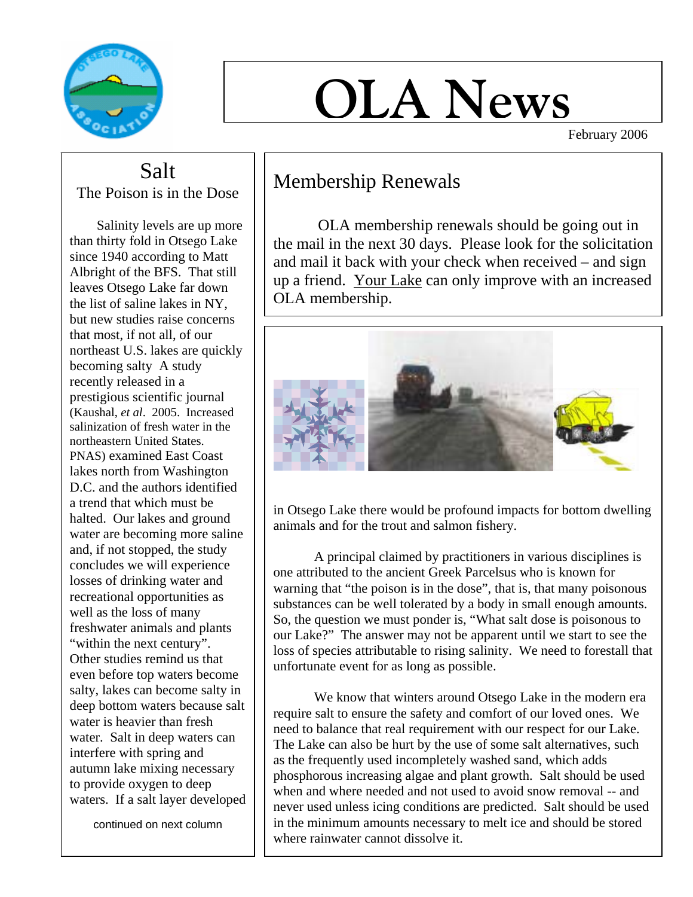# OLA News

February 2006

## Salt
### The Poison is in the Dose

Salinity levels are up more than thirty fold in Otsego Lake since 1940 according to Matt Albright of the BFS. That still leaves Otsego Lake far down the list of saline lakes in NY, but new studies raise concerns that most, if not all, of our northeast U.S. lakes are quickly becoming salty A study recently released in a prestigious scientific journal (Kaushal, *et al*. 2005. Increased salinization of fresh water in the northeastern United States. PNAS) examined East Coast lakes north from Washington D.C. and the authors identified a trend that which must be halted. Our lakes and ground water are becoming more saline and, if not stopped, the study concludes we will experience losses of drinking water and recreational opportunities as well as the loss of many freshwater animals and plants "within the next century". Other studies remind us that even before top waters become salty, lakes can become salty in deep bottom waters because salt water is heavier than fresh water. Salt in deep waters can interfere with spring and autumn lake mixing necessary to provide oxygen to deep waters. If a salt layer developed in Otsego Lake there would be profound impacts for bottom dwelling animals and for the trout and salmon fishery.

A principal claimed by practitioners in various disciplines is one attributed to the ancient Greek Parcelsus who is known for warning that "the poison is in the dose", that is, that many poisonous substances can be well tolerated by a body in small enough amounts. So, the question we must ponder is, "What salt dose is poisonous to our Lake?" The answer may not be apparent until we start to see the loss of species attributable to rising salinity. We need to forestall that unfortunate event for as long as possible.

We know that winters around Otsego Lake in the modern era require salt to ensure the safety and comfort of our loved ones. We need to balance that real requirement with our respect for our Lake. The Lake can also be hurt by the use of some salt alternatives, such as the frequently used incompletely washed sand, which adds phosphorous increasing algae and plant growth. Salt should be used when and where needed and not used to avoid snow removal -- and never used unless icing conditions are predicted. Salt should be used in the minimum amounts necessary to melt ice and should be stored where rainwater cannot dissolve it.

## Membership Renewals

OLA membership renewals should be going out in the mail in the next 30 days. Please look for the solicitation and mail it back with your check when received – and sign up a friend. Your Lake can only improve with an increased OLA membership.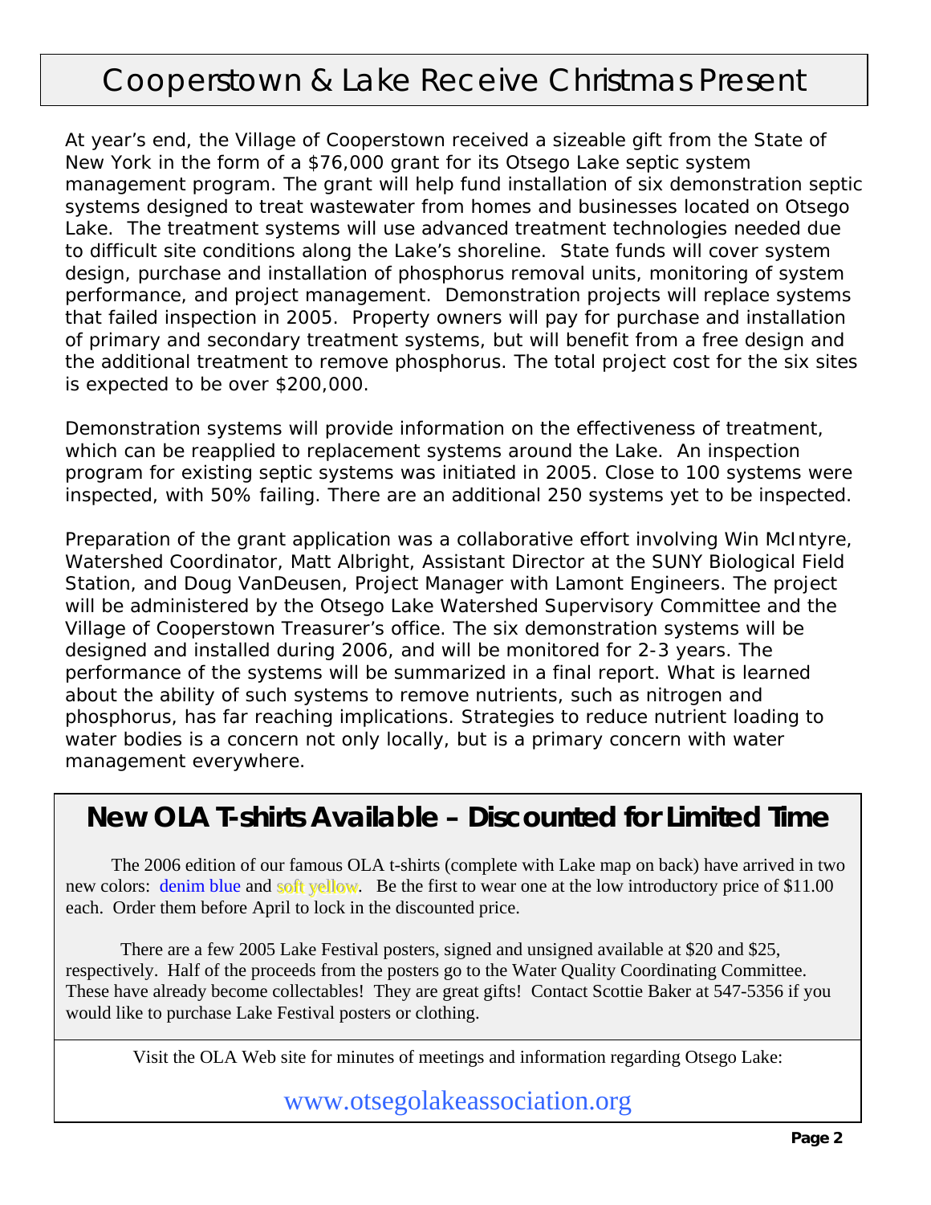# Cooperstown & Lake Receive Christmas Present

At year's end, the Village of Cooperstown received a sizeable gift from the State of New York in the form of a $76,000 grant for its Otsego Lake septic system management program. The grant will help fund installation of six demonstration septic systems designed to treat wastewater from homes and businesses located on Otsego Lake. The treatment systems will use advanced treatment technologies needed due to difficult site conditions along the Lake's shoreline. State funds will cover system design, purchase and installation of phosphorus removal units, monitoring of system performance, and project management. Demonstration projects will replace systems that failed inspection in 2005. Property owners will pay for purchase and installation of primary and secondary treatment systems, but will benefit from a free design and the additional treatment to remove phosphorus. The total project cost for the six sites is expected to be over $200,000.

Demonstration systems will provide information on the effectiveness of treatment, which can be reapplied to replacement systems around the Lake. An inspection program for existing septic systems was initiated in 2005. Close to 100 systems were inspected, with 50% failing. There are an additional 250 systems yet to be inspected.

Preparation of the grant application was a collaborative effort involving Win McIntyre, Watershed Coordinator, Matt Albright, Assistant Director at the SUNY Biological Field Station, and Doug VanDeusen, Project Manager with Lamont Engineers. The project will be administered by the Otsego Lake Watershed Supervisory Committee and the Village of Cooperstown Treasurer's office. The six demonstration systems will be designed and installed during 2006, and will be monitored for 2-3 years. The performance of the systems will be summarized in a final report. What is learned about the ability of such systems to remove nutrients, such as nitrogen and phosphorus, has far reaching implications. Strategies to reduce nutrient loading to water bodies is a concern not only locally, but is a primary concern with water management everywhere.

## New OLA T-shirts Available – Discounted for Limited Time

The 2006 edition of our famous OLA t-shirts (complete with Lake map on back) have arrived in two new colors: denim blue and soft yellow. Be the first to wear one at the low introductory price of $11.00 each. Order them before April to lock in the discounted price.

There are a few 2005 Lake Festival posters, signed and unsigned available at $20 and $25, respectively. Half of the proceeds from the posters go to the Water Quality Coordinating Committee. These have already become collectables! They are great gifts! Contact Scottie Baker at 547-5356 if you would like to purchase Lake Festival posters or clothing.

Visit the OLA Web site for minutes of meetings and information regarding Otsego Lake:

www.otsegolakeassociation.org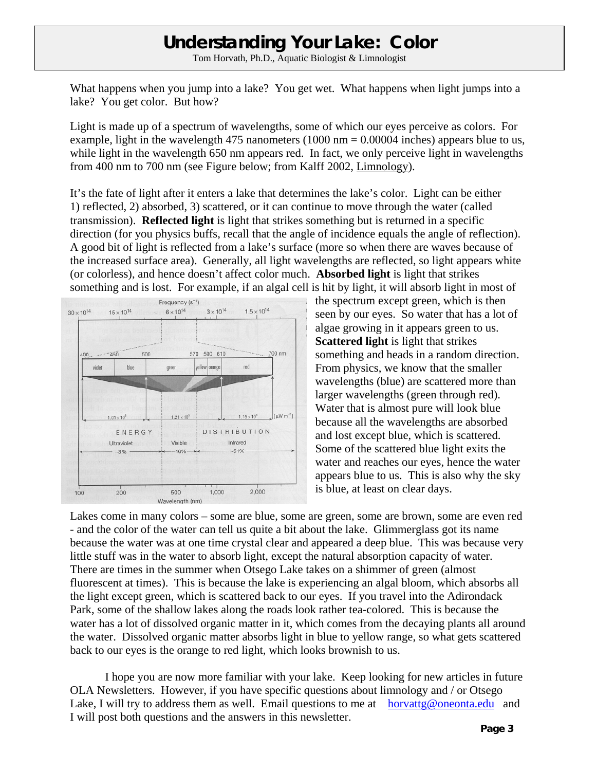# Understanding Your Lake: Color

Tom Horvath, Ph.D., Aquatic Biologist & Limnologist

What happens when you jump into a lake? You get wet. What happens when light jumps into a lake? You get color. But how?

Light is made up of a spectrum of wavelengths, some of which our eyes perceive as colors. For example, light in the wavelength 475 nanometers (1000 nm = 0.00004 inches) appears blue to us, while light in the wavelength 650 nm appears red. In fact, we only perceive light in wavelengths from 400 nm to 700 nm (see Figure below; from Kalff 2002, Limnology).

It's the fate of light after it enters a lake that determines the lake's color. Light can be either 1) reflected, 2) absorbed, 3) scattered, or it can continue to move through the water (called transmission). **Reflected light** is light that strikes something but is returned in a specific direction (for you physics buffs, recall that the angle of incidence equals the angle of reflection). A good bit of light is reflected from a lake's surface (more so when there are waves because of the increased surface area). Generally, all light wavelengths are reflected, so light appears white (or colorless), and hence doesn't affect color much. **Absorbed light** is light that strikes something and is lost. For example, if an algal cell is hit by light, it will absorb light in most of the spectrum except green, which is then seen by our eyes. So water that has a lot of algae growing in it appears green to us. **Scattered light** is light that strikes something and heads in a random direction. From physics, we know that the smaller wavelengths (blue) are scattered more than larger wavelengths (green through red). Water that is almost pure will look blue because all the wavelengths are absorbed and lost except blue, which is scattered. Some of the scattered blue light exits the water and reaches our eyes, hence the water appears blue to us. This is also why the sky is blue, at least on clear days.

Lakes come in many colors – some are blue, some are green, some are brown, some are even red - and the color of the water can tell us quite a bit about the lake. Glimmerglass got its name because the water was at one time crystal clear and appeared a deep blue. This was because very little stuff was in the water to absorb light, except the natural absorption capacity of water. There are times in the summer when Otsego Lake takes on a shimmer of green (almost fluorescent at times). This is because the lake is experiencing an algal bloom, which absorbs all the light except green, which is scattered back to our eyes. If you travel into the Adirondack Park, some of the shallow lakes along the roads look rather tea-colored. This is because the water has a lot of dissolved organic matter in it, which comes from the decaying plants all around the water. Dissolved organic matter absorbs light in blue to yellow range, so what gets scattered back to our eyes is the orange to red light, which looks brownish to us.

I hope you are now more familiar with your lake. Keep looking for new articles in future OLA Newsletters. However, if you have specific questions about limnology and / or Otsego Lake, I will try to address them as well. Email questions to me at horvattg@oneonta.edu and I will post both questions and the answers in this newsletter.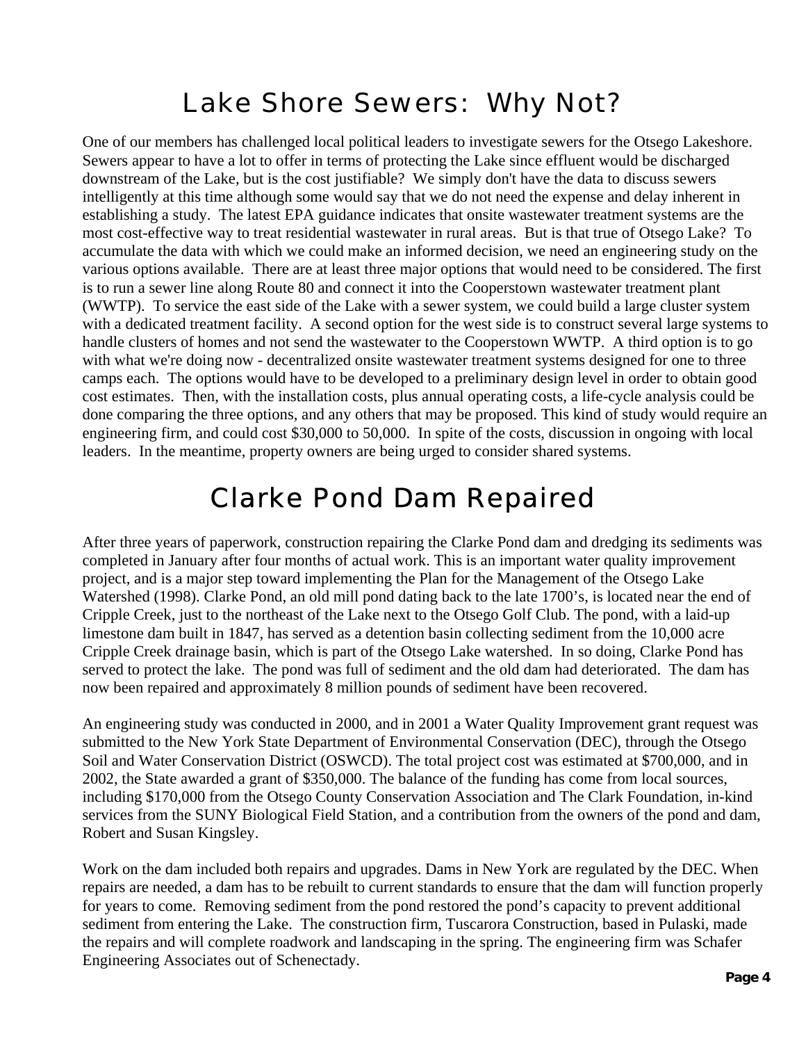# Lake Shore Sewers: Why Not?

One of our members has challenged local political leaders to investigate sewers for the Otsego Lakeshore. Sewers appear to have a lot to offer in terms of protecting the Lake since effluent would be discharged downstream of the Lake, but is the cost justifiable? We simply don't have the data to discuss sewers intelligently at this time although some would say that we do not need the expense and delay inherent in establishing a study. The latest EPA guidance indicates that onsite wastewater treatment systems are the most cost-effective way to treat residential wastewater in rural areas. But is that true of Otsego Lake? To accumulate the data with which we could make an informed decision, we need an engineering study on the various options available. There are at least three major options that would need to be considered. The first is to run a sewer line along Route 80 and connect it into the Cooperstown wastewater treatment plant (WWTP). To service the east side of the Lake with a sewer system, we could build a large cluster system with a dedicated treatment facility. A second option for the west side is to construct several large systems to handle clusters of homes and not send the wastewater to the Cooperstown WWTP. A third option is to go with what we're doing now - decentralized onsite wastewater treatment systems designed for one to three camps each. The options would have to be developed to a preliminary design level in order to obtain good cost estimates. Then, with the installation costs, plus annual operating costs, a life-cycle analysis could be done comparing the three options, and any others that may be proposed. This kind of study would require an engineering firm, and could cost $30,000 to 50,000. In spite of the costs, discussion in ongoing with local leaders. In the meantime, property owners are being urged to consider shared systems.

# Clarke Pond Dam Repaired

After three years of paperwork, construction repairing the Clarke Pond dam and dredging its sediments was completed in January after four months of actual work. This is an important water quality improvement project, and is a major step toward implementing the Plan for the Management of the Otsego Lake Watershed (1998). Clarke Pond, an old mill pond dating back to the late 1700's, is located near the end of Cripple Creek, just to the northeast of the Lake next to the Otsego Golf Club. The pond, with a laid-up limestone dam built in 1847, has served as a detention basin collecting sediment from the 10,000 acre Cripple Creek drainage basin, which is part of the Otsego Lake watershed. In so doing, Clarke Pond has served to protect the lake. The pond was full of sediment and the old dam had deteriorated. The dam has now been repaired and approximately 8 million pounds of sediment have been recovered.

An engineering study was conducted in 2000, and in 2001 a Water Quality Improvement grant request was submitted to the New York State Department of Environmental Conservation (DEC), through the Otsego Soil and Water Conservation District (OSWCD). The total project cost was estimated at $700,000, and in 2002, the State awarded a grant of $350,000. The balance of the funding has come from local sources, including $170,000 from the Otsego County Conservation Association and The Clark Foundation, in-kind services from the SUNY Biological Field Station, and a contribution from the owners of the pond and dam, Robert and Susan Kingsley.

Work on the dam included both repairs and upgrades. Dams in New York are regulated by the DEC. When repairs are needed, a dam has to be rebuilt to current standards to ensure that the dam will function properly for years to come. Removing sediment from the pond restored the pond's capacity to prevent additional sediment from entering the Lake. The construction firm, Tuscarora Construction, based in Pulaski, made the repairs and will complete roadwork and landscaping in the spring. The engineering firm was Schafer Engineering Associates out of Schenectady.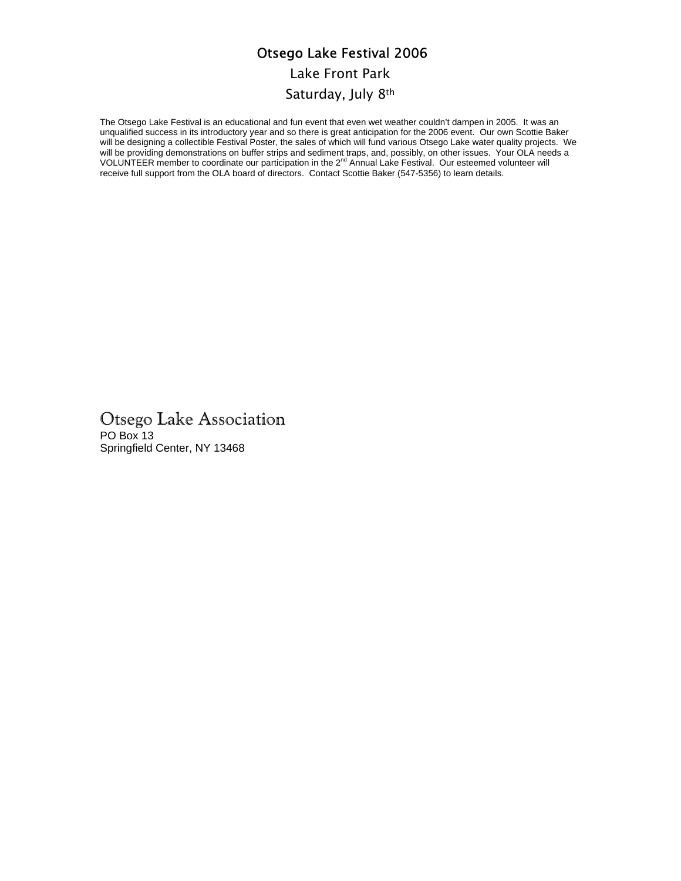## Otsego Lake Festival 2006

Lake Front Park

Saturday, July 8th

The Otsego Lake Festival is an educational and fun event that even wet weather couldn't dampen in 2005. It was an unqualified success in its introductory year and so there is great anticipation for the 2006 event. Our own Scottie Baker will be designing a collectible Festival Poster, the sales of which will fund various Otsego Lake water quality projects. We will be providing demonstrations on buffer strips and sediment traps, and, possibly, on other issues. Your OLA needs a VOLUNTEER member to coordinate our participation in the 2nd Annual Lake Festival. Our esteemed volunteer will receive full support from the OLA board of directors. Contact Scottie Baker (547-5356) to learn details.

Otsego Lake Association
PO Box 13
Springfield Center, NY 13468